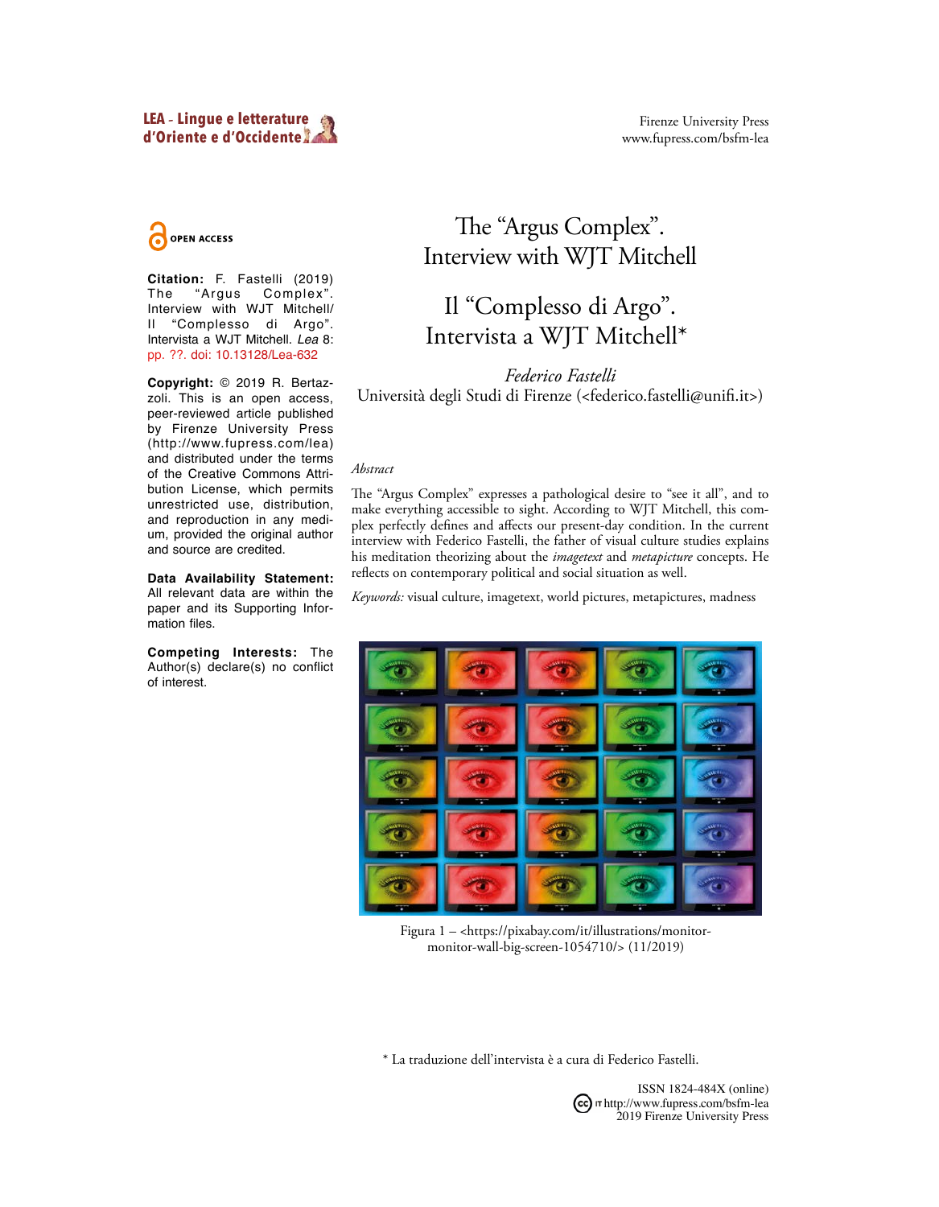OPEN ACCESS

**Citation:** F. Fastelli (2019) The "Argus Complex". Interview with WJT Mitchell/ Il "Complesso di Argo". Intervista a WJT Mitchell. *Lea* 8: pp. ??. doi: 10.13128/Lea-632

**Copyright:** © 2019 R. Bertazzoli. This is an open access, peer-reviewed article published by Firenze University Press (http://www.fupress.com/lea) and distributed under the terms of the Creative Commons Attribution License, which permits unrestricted use, distribution, and reproduction in any medium, provided the original author and source are credited.

**Data Availability Statement:** All relevant data are within the paper and its Supporting Information files.

**Competing Interests:** The Author(s) declare(s) no conflict of interest.

# The "Argus Complex". Interview with WJT Mitchell

# Il "Complesso di Argo". Intervista a WJT Mitchell*

*Federico Fastelli*
Università degli Studi di Firenze (<federico.fastelli@unifi.it>)

*Abstract*

The "Argus Complex" expresses a pathological desire to "see it all", and to make everything accessible to sight. According to WJT Mitchell, this complex perfectly defines and affects our present-day condition. In the current interview with Federico Fastelli, the father of visual culture studies explains his meditation theorizing about the *imagetext* and *metapicture* concepts. He reflects on contemporary political and social situation as well.

*Keywords:* visual culture, imagetext, world pictures, metapictures, madness

Figura 1 – <https://pixabay.com/it/illustrations/monitor-monitor-wall-big-screen-1054710/> (11/2019)

\* La traduzione dell'intervista è a cura di Federico Fastelli.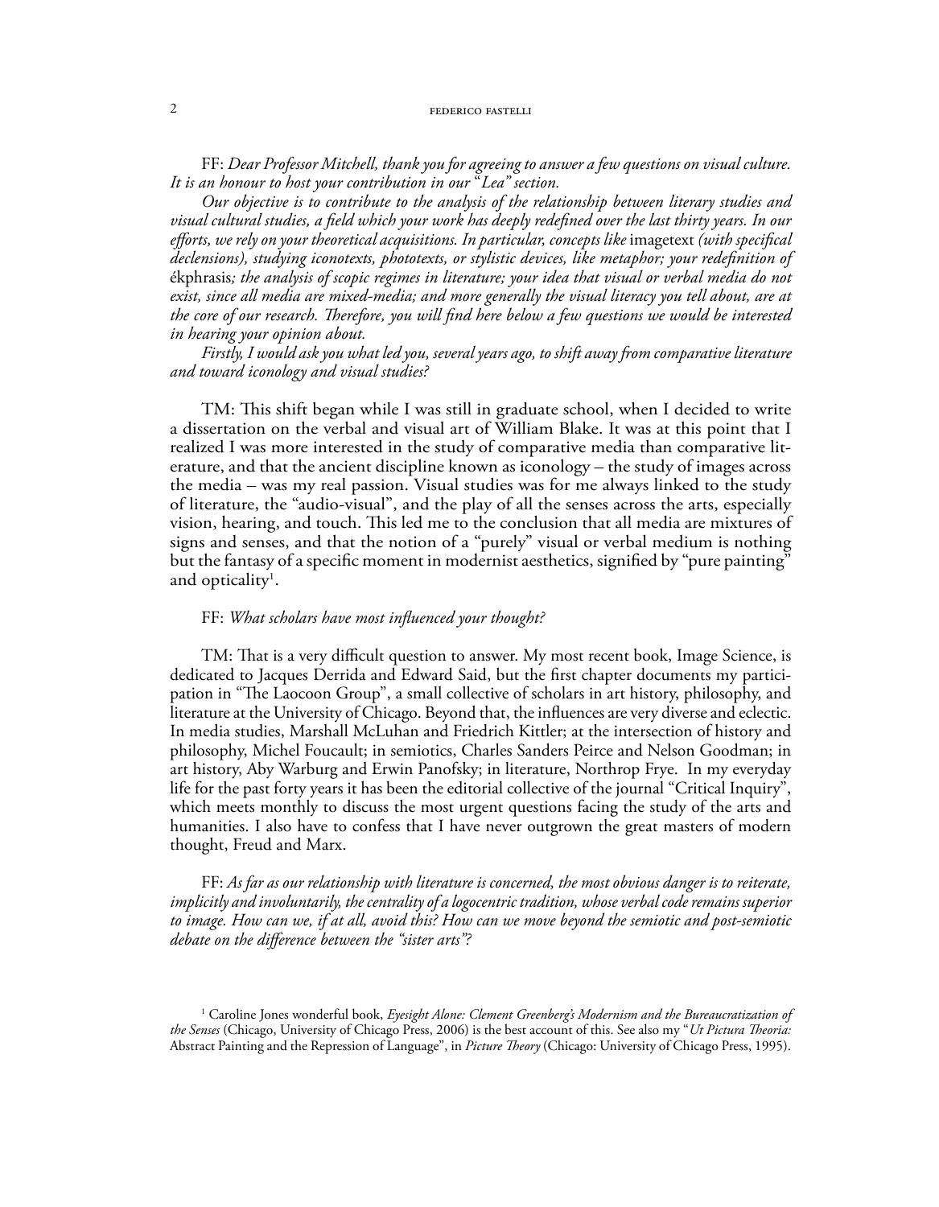FF: *Dear Professor Mitchell, thank you for agreeing to answer a few questions on visual culture. It is an honour to host your contribution in our "Lea" section.*

*Our objective is to contribute to the analysis of the relationship between literary studies and visual cultural studies, a field which your work has deeply redefined over the last thirty years. In our efforts, we rely on your theoretical acquisitions. In particular, concepts like* imagetext *(with specifical declensions), studying iconotexts, phototexts, or stylistic devices, like metaphor; your redefinition of* ékphrasis*; the analysis of scopic regimes in literature; your idea that visual or verbal media do not exist, since all media are mixed-media; and more generally the visual literacy you tell about, are at the core of our research. Therefore, you will find here below a few questions we would be interested in hearing your opinion about.*

*Firstly, I would ask you what led you, several years ago, to shift away from comparative literature and toward iconology and visual studies?*

TM: This shift began while I was still in graduate school, when I decided to write a dissertation on the verbal and visual art of William Blake. It was at this point that I realized I was more interested in the study of comparative media than comparative literature, and that the ancient discipline known as iconology – the study of images across the media – was my real passion. Visual studies was for me always linked to the study of literature, the "audio-visual", and the play of all the senses across the arts, especially vision, hearing, and touch. This led me to the conclusion that all media are mixtures of signs and senses, and that the notion of a "purely" visual or verbal medium is nothing but the fantasy of a specific moment in modernist aesthetics, signified by "pure painting" and opticality[1].

FF: *What scholars have most influenced your thought?*

TM: That is a very difficult question to answer. My most recent book, Image Science, is dedicated to Jacques Derrida and Edward Said, but the first chapter documents my participation in "The Laocoon Group", a small collective of scholars in art history, philosophy, and literature at the University of Chicago. Beyond that, the influences are very diverse and eclectic. In media studies, Marshall McLuhan and Friedrich Kittler; at the intersection of history and philosophy, Michel Foucault; in semiotics, Charles Sanders Peirce and Nelson Goodman; in art history, Aby Warburg and Erwin Panofsky; in literature, Northrop Frye. In my everyday life for the past forty years it has been the editorial collective of the journal "Critical Inquiry", which meets monthly to discuss the most urgent questions facing the study of the arts and humanities. I also have to confess that I have never outgrown the great masters of modern thought, Freud and Marx.

FF: *As far as our relationship with literature is concerned, the most obvious danger is to reiterate, implicitly and involuntarily, the centrality of a logocentric tradition, whose verbal code remains superior to image. How can we, if at all, avoid this? How can we move beyond the semiotic and post-semiotic debate on the difference between the "sister arts"?*

[1] Caroline Jones wonderful book, *Eyesight Alone: Clement Greenberg's Modernism and the Bureaucratization of the Senses* (Chicago, University of Chicago Press, 2006) is the best account of this. See also my "*Ut Pictura Theoria:* Abstract Painting and the Repression of Language", in *Picture Theory* (Chicago: University of Chicago Press, 1995).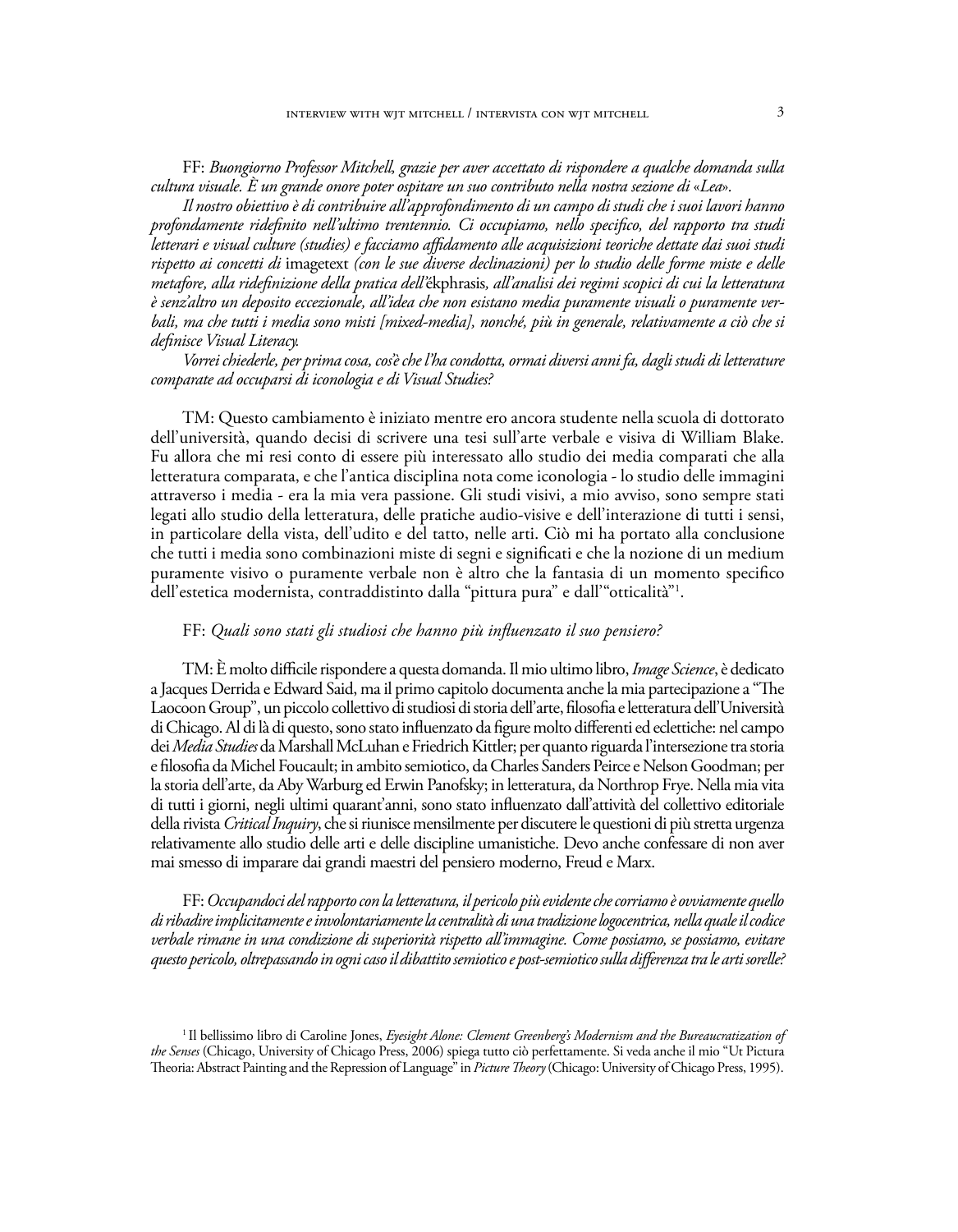FF: *Buongiorno Professor Mitchell, grazie per aver accettato di rispondere a qualche domanda sulla cultura visuale. È un grande onore poter ospitare un suo contributo nella nostra sezione di «Lea».*

*Il nostro obiettivo è di contribuire all'approfondimento di un campo di studi che i suoi lavori hanno profondamente ridefinito nell'ultimo trentennio. Ci occupiamo, nello specifico, del rapporto tra studi letterari e visual culture (studies) e facciamo affidamento alle acquisizioni teoriche dettate dai suoi studi rispetto ai concetti di* imagetext *(con le sue diverse declinazioni) per lo studio delle forme miste e delle metafore, alla ridefinizione della pratica dell'*ekphrasis*, all'analisi dei regimi scopici di cui la letteratura è senz'altro un deposito eccezionale, all'idea che non esistano media puramente visuali o puramente verbali, ma che tutti i media sono misti [mixed-media], nonché, più in generale, relativamente a ciò che si definisce Visual Literacy.*

*Vorrei chiederle, per prima cosa, cos'è che l'ha condotta, ormai diversi anni fa, dagli studi di letterature comparate ad occuparsi di iconologia e di Visual Studies?*

TM: Questo cambiamento è iniziato mentre ero ancora studente nella scuola di dottorato dell'università, quando decisi di scrivere una tesi sull'arte verbale e visiva di William Blake. Fu allora che mi resi conto di essere più interessato allo studio dei media comparati che alla letteratura comparata, e che l'antica disciplina nota come iconologia - lo studio delle immagini attraverso i media - era la mia vera passione. Gli studi visivi, a mio avviso, sono sempre stati legati allo studio della letteratura, delle pratiche audio-visive e dell'interazione di tutti i sensi, in particolare della vista, dell'udito e del tatto, nelle arti. Ciò mi ha portato alla conclusione che tutti i media sono combinazioni miste di segni e significati e che la nozione di un medium puramente visivo o puramente verbale non è altro che la fantasia di un momento specifico dell'estetica modernista, contraddistinto dalla "pittura pura" e dall'"otticalità"[1].

FF: *Quali sono stati gli studiosi che hanno più influenzato il suo pensiero?*

TM: È molto difficile rispondere a questa domanda. Il mio ultimo libro, *Image Science*, è dedicato a Jacques Derrida e Edward Said, ma il primo capitolo documenta anche la mia partecipazione a "The Laocoon Group", un piccolo collettivo di studiosi di storia dell'arte, filosofia e letteratura dell'Università di Chicago. Al di là di questo, sono stato influenzato da figure molto differenti ed eclettiche: nel campo dei *Media Studies* da Marshall McLuhan e Friedrich Kittler; per quanto riguarda l'intersezione tra storia e filosofia da Michel Foucault; in ambito semiotico, da Charles Sanders Peirce e Nelson Goodman; per la storia dell'arte, da Aby Warburg ed Erwin Panofsky; in letteratura, da Northrop Frye. Nella mia vita di tutti i giorni, negli ultimi quarant'anni, sono stato influenzato dall'attività del collettivo editoriale della rivista *Critical Inquiry*, che si riunisce mensilmente per discutere le questioni di più stretta urgenza relativamente allo studio delle arti e delle discipline umanistiche. Devo anche confessare di non aver mai smesso di imparare dai grandi maestri del pensiero moderno, Freud e Marx.

FF: *Occupandoci del rapporto con la letteratura, il pericolo più evidente che corriamo è ovviamente quello di ribadire implicitamente e involontariamente la centralità di una tradizione logocentrica, nella quale il codice verbale rimane in una condizione di superiorità rispetto all'immagine. Come possiamo, se possiamo, evitare questo pericolo, oltrepassando in ogni caso il dibattito semiotico e post-semiotico sulla differenza tra le arti sorelle?*

[1] Il bellissimo libro di Caroline Jones, *Eyesight Alone: Clement Greenberg's Modernism and the Bureaucratization of the Senses* (Chicago, University of Chicago Press, 2006) spiega tutto ciò perfettamente. Si veda anche il mio "Ut Pictura Theoria: Abstract Painting and the Repression of Language" in *Picture Theory* (Chicago: University of Chicago Press, 1995).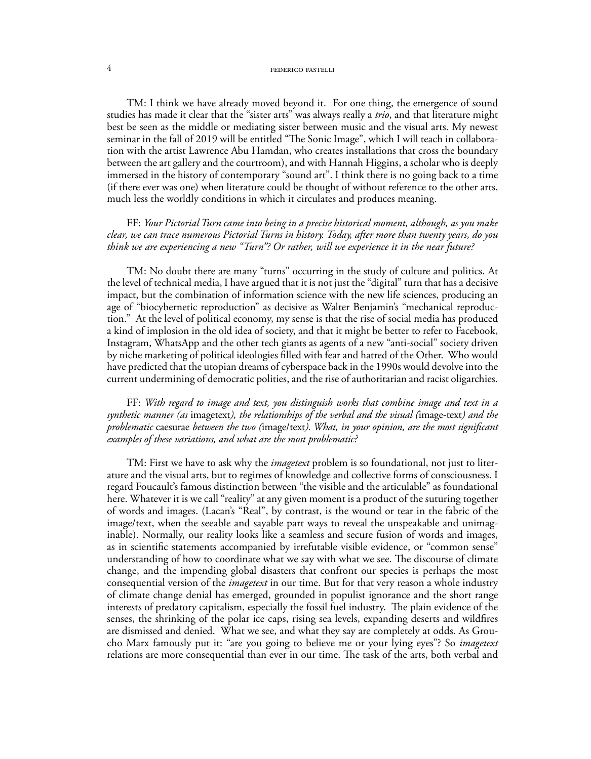TM: I think we have already moved beyond it. For one thing, the emergence of sound studies has made it clear that the "sister arts" was always really a *trio*, and that literature might best be seen as the middle or mediating sister between music and the visual arts. My newest seminar in the fall of 2019 will be entitled "The Sonic Image", which I will teach in collaboration with the artist Lawrence Abu Hamdan, who creates installations that cross the boundary between the art gallery and the courtroom), and with Hannah Higgins, a scholar who is deeply immersed in the history of contemporary "sound art". I think there is no going back to a time (if there ever was one) when literature could be thought of without reference to the other arts, much less the worldly conditions in which it circulates and produces meaning.

FF: *Your Pictorial Turn came into being in a precise historical moment, although, as you make clear, we can trace numerous Pictorial Turns in history. Today, after more than twenty years, do you think we are experiencing a new "Turn"? Or rather, will we experience it in the near future?*

TM: No doubt there are many "turns" occurring in the study of culture and politics. At the level of technical media, I have argued that it is not just the "digital" turn that has a decisive impact, but the combination of information science with the new life sciences, producing an age of "biocybernetic reproduction" as decisive as Walter Benjamin's "mechanical reproduction." At the level of political economy, my sense is that the rise of social media has produced a kind of implosion in the old idea of society, and that it might be better to refer to Facebook, Instagram, WhatsApp and the other tech giants as agents of a new "anti-social" society driven by niche marketing of political ideologies filled with fear and hatred of the Other. Who would have predicted that the utopian dreams of cyberspace back in the 1990s would devolve into the current undermining of democratic polities, and the rise of authoritarian and racist oligarchies.

FF: *With regard to image and text, you distinguish works that combine image and text in a synthetic manner (as* imagetext*), the relationships of the verbal and the visual (*image-text*) and the problematic* caesurae *between the two (*image/text*). What, in your opinion, are the most significant examples of these variations, and what are the most problematic?*

TM: First we have to ask why the *imagetext* problem is so foundational, not just to literature and the visual arts, but to regimes of knowledge and collective forms of consciousness. I regard Foucault's famous distinction between "the visible and the articulable" as foundational here. Whatever it is we call "reality" at any given moment is a product of the suturing together of words and images. (Lacan's "Real", by contrast, is the wound or tear in the fabric of the image/text, when the seeable and sayable part ways to reveal the unspeakable and unimaginable). Normally, our reality looks like a seamless and secure fusion of words and images, as in scientific statements accompanied by irrefutable visible evidence, or "common sense" understanding of how to coordinate what we say with what we see. The discourse of climate change, and the impending global disasters that confront our species is perhaps the most consequential version of the *imagetext* in our time. But for that very reason a whole industry of climate change denial has emerged, grounded in populist ignorance and the short range interests of predatory capitalism, especially the fossil fuel industry. The plain evidence of the senses, the shrinking of the polar ice caps, rising sea levels, expanding deserts and wildfires are dismissed and denied. What we see, and what they say are completely at odds. As Groucho Marx famously put it: "are you going to believe me or your lying eyes"? So *imagetext* relations are more consequential than ever in our time. The task of the arts, both verbal and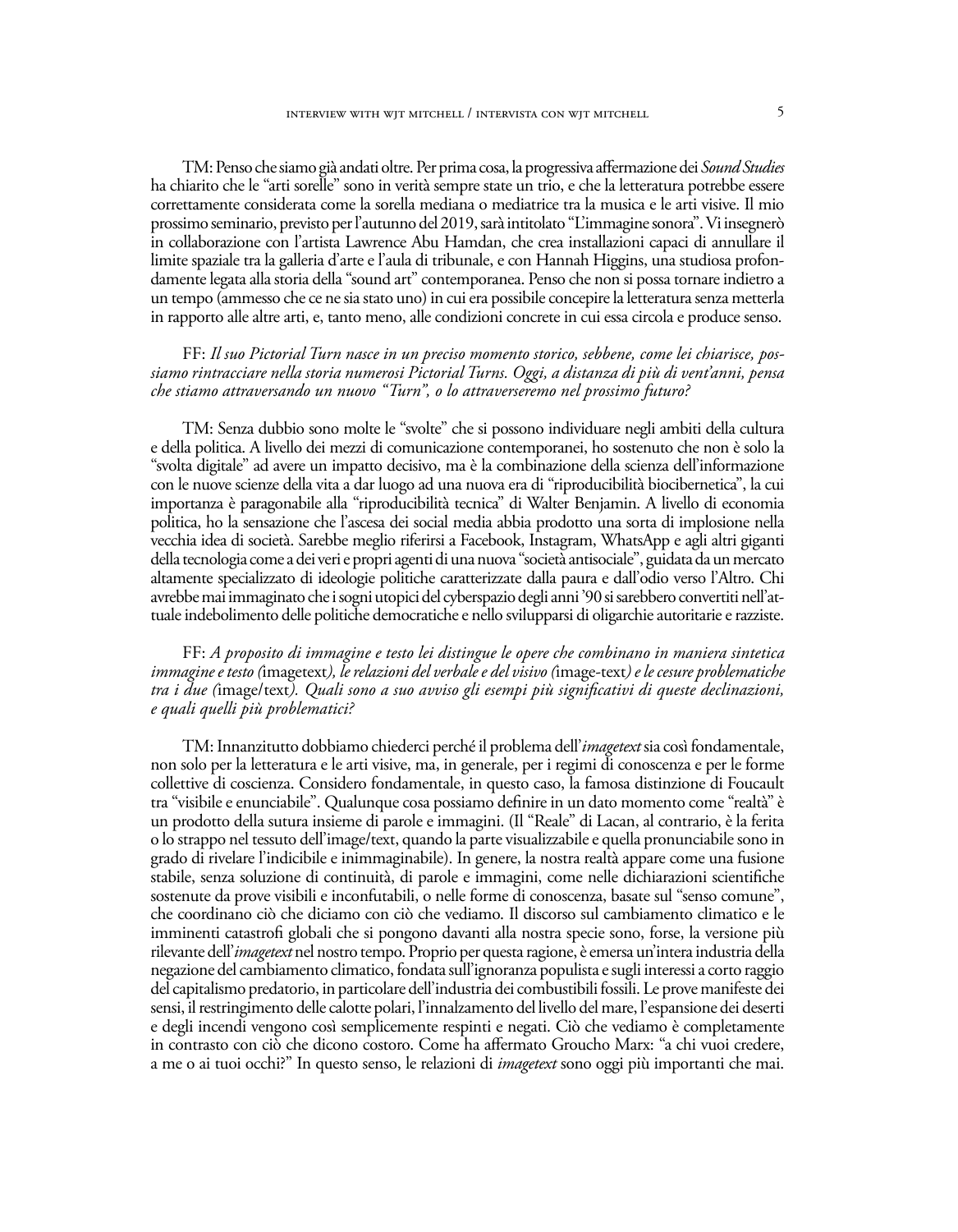TM: Penso che siamo già andati oltre. Per prima cosa, la progressiva affermazione dei *Sound Studies* ha chiarito che le "arti sorelle" sono in verità sempre state un trio, e che la letteratura potrebbe essere correttamente considerata come la sorella mediana o mediatrice tra la musica e le arti visive. Il mio prossimo seminario, previsto per l'autunno del 2019, sarà intitolato "L'immagine sonora". Vi insegnerò in collaborazione con l'artista Lawrence Abu Hamdan, che crea installazioni capaci di annullare il limite spaziale tra la galleria d'arte e l'aula di tribunale, e con Hannah Higgins, una studiosa profondamente legata alla storia della "sound art" contemporanea. Penso che non si possa tornare indietro a un tempo (ammesso che ce ne sia stato uno) in cui era possibile concepire la letteratura senza metterla in rapporto alle altre arti, e, tanto meno, alle condizioni concrete in cui essa circola e produce senso.

FF: *Il suo Pictorial Turn nasce in un preciso momento storico, sebbene, come lei chiarisce, possiamo rintracciare nella storia numerosi Pictorial Turns. Oggi, a distanza di più di vent'anni, pensa che stiamo attraversando un nuovo "Turn", o lo attraverseremo nel prossimo futuro?*

TM: Senza dubbio sono molte le "svolte" che si possono individuare negli ambiti della cultura e della politica. A livello dei mezzi di comunicazione contemporanei, ho sostenuto che non è solo la "svolta digitale" ad avere un impatto decisivo, ma è la combinazione della scienza dell'informazione con le nuove scienze della vita a dar luogo ad una nuova era di "riproducibilità biocibernetica", la cui importanza è paragonabile alla "riproducibilità tecnica" di Walter Benjamin. A livello di economia politica, ho la sensazione che l'ascesa dei social media abbia prodotto una sorta di implosione nella vecchia idea di società. Sarebbe meglio riferirsi a Facebook, Instagram, WhatsApp e agli altri giganti della tecnologia come a dei veri e propri agenti di una nuova "società antisociale", guidata da un mercato altamente specializzato di ideologie politiche caratterizzate dalla paura e dall'odio verso l'Altro. Chi avrebbe mai immaginato che i sogni utopici del cyberspazio degli anni '90 si sarebbero convertiti nell'attuale indebolimento delle politiche democratiche e nello svilupparsi di oligarchie autoritarie e razziste.

FF: *A proposito di immagine e testo lei distingue le opere che combinano in maniera sintetica immagine e testo (*imagetext*), le relazioni del verbale e del visivo (*image-text*) e le cesure problematiche tra i due (*image/text*). Quali sono a suo avviso gli esempi più significativi di queste declinazioni, e quali quelli più problematici?*

TM: Innanzitutto dobbiamo chiederci perché il problema dell'*imagetext* sia così fondamentale, non solo per la letteratura e le arti visive, ma, in generale, per i regimi di conoscenza e per le forme collettive di coscienza. Considero fondamentale, in questo caso, la famosa distinzione di Foucault tra "visibile e enunciabile". Qualunque cosa possiamo definire in un dato momento come "realtà" è un prodotto della sutura insieme di parole e immagini. (Il "Reale" di Lacan, al contrario, è la ferita o lo strappo nel tessuto dell'image/text, quando la parte visualizzabile e quella pronunciabile sono in grado di rivelare l'indicibile e inimmaginabile). In genere, la nostra realtà appare come una fusione stabile, senza soluzione di continuità, di parole e immagini, come nelle dichiarazioni scientifiche sostenute da prove visibili e inconfutabili, o nelle forme di conoscenza, basate sul "senso comune", che coordinano ciò che diciamo con ciò che vediamo. Il discorso sul cambiamento climatico e le imminenti catastrofi globali che si pongono davanti alla nostra specie sono, forse, la versione più rilevante dell'*imagetext* nel nostro tempo. Proprio per questa ragione, è emersa un'intera industria della negazione del cambiamento climatico, fondata sull'ignoranza populista e sugli interessi a corto raggio del capitalismo predatorio, in particolare dell'industria dei combustibili fossili. Le prove manifeste dei sensi, il restringimento delle calotte polari, l'innalzamento del livello del mare, l'espansione dei deserti e degli incendi vengono così semplicemente respinti e negati. Ciò che vediamo è completamente in contrasto con ciò che dicono costoro. Come ha affermato Groucho Marx: "a chi vuoi credere, a me o ai tuoi occhi?" In questo senso, le relazioni di *imagetext* sono oggi più importanti che mai.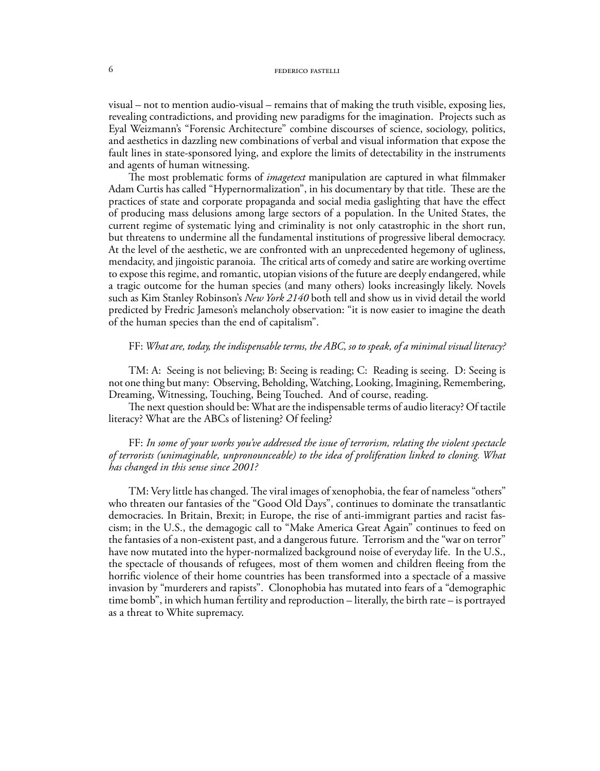visual – not to mention audio-visual – remains that of making the truth visible, exposing lies, revealing contradictions, and providing new paradigms for the imagination. Projects such as Eyal Weizmann's "Forensic Architecture" combine discourses of science, sociology, politics, and aesthetics in dazzling new combinations of verbal and visual information that expose the fault lines in state-sponsored lying, and explore the limits of detectability in the instruments and agents of human witnessing.

The most problematic forms of *imagetext* manipulation are captured in what filmmaker Adam Curtis has called "Hypernormalization", in his documentary by that title. These are the practices of state and corporate propaganda and social media gaslighting that have the effect of producing mass delusions among large sectors of a population. In the United States, the current regime of systematic lying and criminality is not only catastrophic in the short run, but threatens to undermine all the fundamental institutions of progressive liberal democracy. At the level of the aesthetic, we are confronted with an unprecedented hegemony of ugliness, mendacity, and jingoistic paranoia. The critical arts of comedy and satire are working overtime to expose this regime, and romantic, utopian visions of the future are deeply endangered, while a tragic outcome for the human species (and many others) looks increasingly likely. Novels such as Kim Stanley Robinson's *New York 2140* both tell and show us in vivid detail the world predicted by Fredric Jameson's melancholy observation: "it is now easier to imagine the death of the human species than the end of capitalism".

FF: *What are, today, the indispensable terms, the ABC, so to speak, of a minimal visual literacy?*

TM: A: Seeing is not believing; B: Seeing is reading; C: Reading is seeing. D: Seeing is not one thing but many: Observing, Beholding, Watching, Looking, Imagining, Remembering, Dreaming, Witnessing, Touching, Being Touched. And of course, reading.

The next question should be: What are the indispensable terms of audio literacy? Of tactile literacy? What are the ABCs of listening? Of feeling?

FF: *In some of your works you've addressed the issue of terrorism, relating the violent spectacle of terrorists (unimaginable, unpronounceable) to the idea of proliferation linked to cloning. What has changed in this sense since 2001?*

TM: Very little has changed. The viral images of xenophobia, the fear of nameless "others" who threaten our fantasies of the "Good Old Days", continues to dominate the transatlantic democracies. In Britain, Brexit; in Europe, the rise of anti-immigrant parties and racist fascism; in the U.S., the demagogic call to "Make America Great Again" continues to feed on the fantasies of a non-existent past, and a dangerous future. Terrorism and the "war on terror" have now mutated into the hyper-normalized background noise of everyday life. In the U.S., the spectacle of thousands of refugees, most of them women and children fleeing from the horrific violence of their home countries has been transformed into a spectacle of a massive invasion by "murderers and rapists". Clonophobia has mutated into fears of a "demographic time bomb", in which human fertility and reproduction – literally, the birth rate – is portrayed as a threat to White supremacy.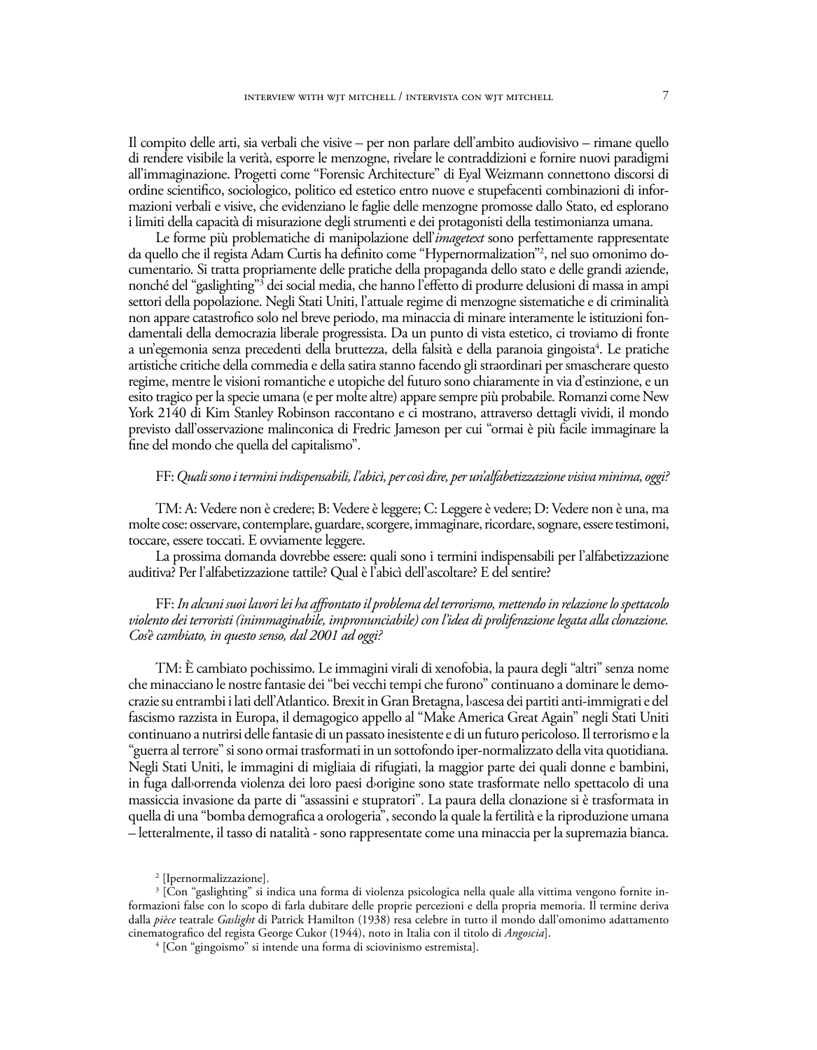Il compito delle arti, sia verbali che visive – per non parlare dell'ambito audiovisivo – rimane quello di rendere visibile la verità, esporre le menzogne, rivelare le contraddizioni e fornire nuovi paradigmi all'immaginazione. Progetti come "Forensic Architecture" di Eyal Weizmann connettono discorsi di ordine scientifico, sociologico, politico ed estetico entro nuove e stupefacenti combinazioni di informazioni verbali e visive, che evidenziano le faglie delle menzogne promosse dallo Stato, ed esplorano i limiti della capacità di misurazione degli strumenti e dei protagonisti della testimonianza umana.

Le forme più problematiche di manipolazione dell'*imagetext* sono perfettamente rappresentate da quello che il regista Adam Curtis ha definito come "Hypernormalization"[2], nel suo omonimo documentario. Si tratta propriamente delle pratiche della propaganda dello stato e delle grandi aziende, nonché del "gaslighting"[3] dei social media, che hanno l'effetto di produrre delusioni di massa in ampi settori della popolazione. Negli Stati Uniti, l'attuale regime di menzogne sistematiche e di criminalità non appare catastrofico solo nel breve periodo, ma minaccia di minare interamente le istituzioni fondamentali della democrazia liberale progressista. Da un punto di vista estetico, ci troviamo di fronte a un'egemonia senza precedenti della bruttezza, della falsità e della paranoia gingoista[4]. Le pratiche artistiche critiche della commedia e della satira stanno facendo gli straordinari per smascherare questo regime, mentre le visioni romantiche e utopiche del futuro sono chiaramente in via d'estinzione, e un esito tragico per la specie umana (e per molte altre) appare sempre più probabile. Romanzi come New York 2140 di Kim Stanley Robinson raccontano e ci mostrano, attraverso dettagli vividi, il mondo previsto dall'osservazione malinconica di Fredric Jameson per cui "ormai è più facile immaginare la fine del mondo che quella del capitalismo".

FF: *Quali sono i termini indispensabili, l'abicì, per così dire, per un'alfabetizzazione visiva minima, oggi?*

TM: A: Vedere non è credere; B: Vedere è leggere; C: Leggere è vedere; D: Vedere non è una, ma molte cose: osservare, contemplare, guardare, scorgere, immaginare, ricordare, sognare, essere testimoni, toccare, essere toccati. E ovviamente leggere.

La prossima domanda dovrebbe essere: quali sono i termini indispensabili per l'alfabetizzazione auditiva? Per l'alfabetizzazione tattile? Qual è l'abicì dell'ascoltare? E del sentire?

FF: *In alcuni suoi lavori lei ha affrontato il problema del terrorismo, mettendo in relazione lo spettacolo violento dei terroristi (inimmaginabile, impronunciabile) con l'idea di proliferazione legata alla clonazione. Cos'è cambiato, in questo senso, dal 2001 ad oggi?*

TM: È cambiato pochissimo. Le immagini virali di xenofobia, la paura degli "altri" senza nome che minacciano le nostre fantasie dei "bei vecchi tempi che furono" continuano a dominare le democrazie su entrambi i lati dell'Atlantico. Brexit in Gran Bretagna, l›ascesa dei partiti anti-immigrati e del fascismo razzista in Europa, il demagogico appello al "Make America Great Again" negli Stati Uniti continuano a nutrirsi delle fantasie di un passato inesistente e di un futuro pericoloso. Il terrorismo e la "guerra al terrore" si sono ormai trasformati in un sottofondo iper-normalizzato della vita quotidiana. Negli Stati Uniti, le immagini di migliaia di rifugiati, la maggior parte dei quali donne e bambini, in fuga dall›orrenda violenza dei loro paesi d›origine sono state trasformate nello spettacolo di una massiccia invasione da parte di "assassini e stupratori". La paura della clonazione si è trasformata in quella di una "bomba demografica a orologeria", secondo la quale la fertilità e la riproduzione umana – letteralmente, il tasso di natalità - sono rappresentate come una minaccia per la supremazia bianca.

[2] [Ipernormalizzazione].

[3] [Con "gaslighting" si indica una forma di violenza psicologica nella quale alla vittima vengono fornite informazioni false con lo scopo di farla dubitare delle proprie percezioni e della propria memoria. Il termine deriva dalla *pièce* teatrale *Gaslight* di Patrick Hamilton (1938) resa celebre in tutto il mondo dall'omonimo adattamento cinematografico del regista George Cukor (1944), noto in Italia con il titolo di *Angoscia*].

[4] [Con "gingoismo" si intende una forma di sciovinismo estremista].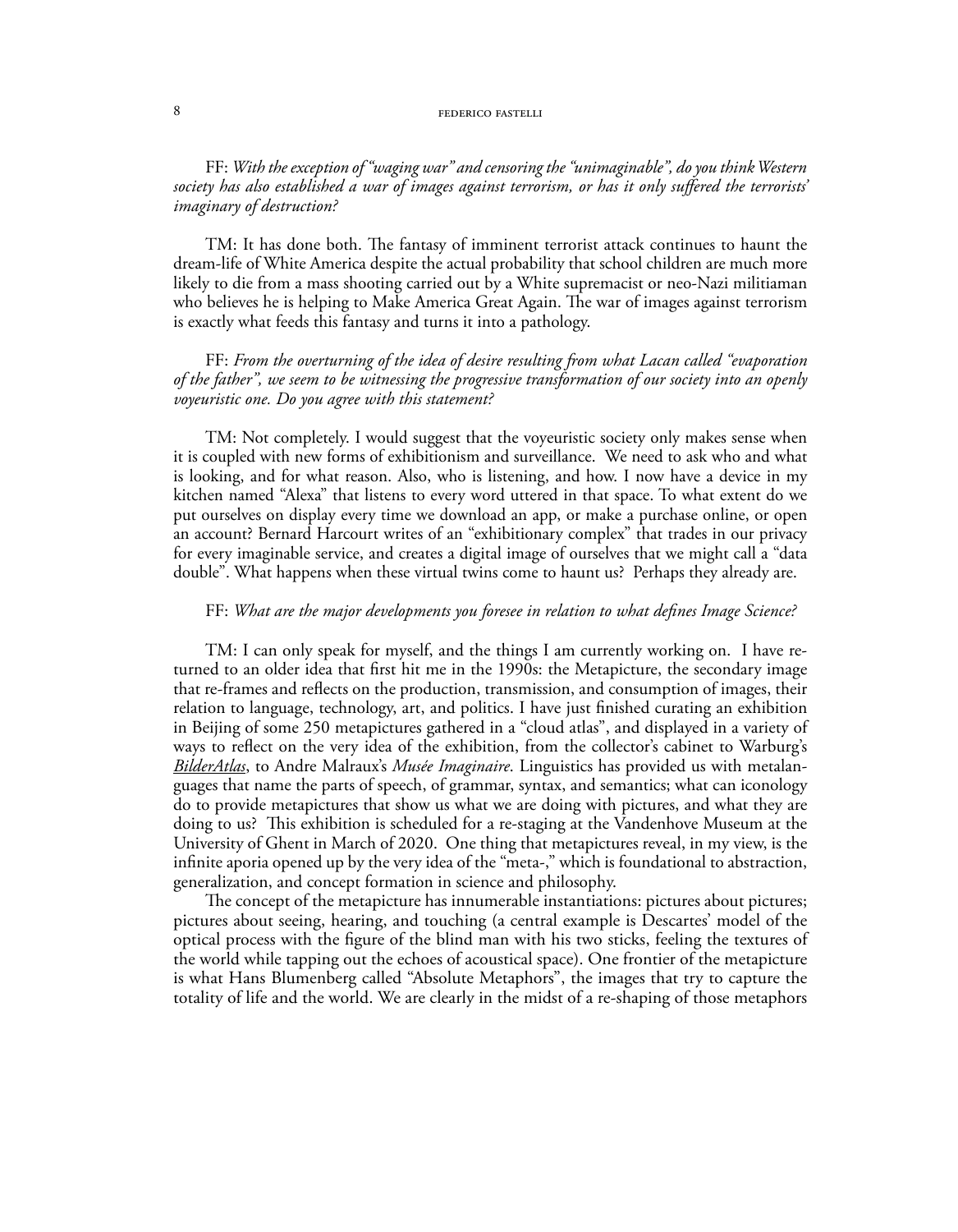FF: *With the exception of "waging war" and censoring the "unimaginable", do you think Western society has also established a war of images against terrorism, or has it only suffered the terrorists' imaginary of destruction?*

TM: It has done both. The fantasy of imminent terrorist attack continues to haunt the dream-life of White America despite the actual probability that school children are much more likely to die from a mass shooting carried out by a White supremacist or neo-Nazi militiaman who believes he is helping to Make America Great Again. The war of images against terrorism is exactly what feeds this fantasy and turns it into a pathology.

FF: *From the overturning of the idea of desire resulting from what Lacan called "evaporation of the father", we seem to be witnessing the progressive transformation of our society into an openly voyeuristic one. Do you agree with this statement?*

TM: Not completely. I would suggest that the voyeuristic society only makes sense when it is coupled with new forms of exhibitionism and surveillance. We need to ask who and what is looking, and for what reason. Also, who is listening, and how. I now have a device in my kitchen named "Alexa" that listens to every word uttered in that space. To what extent do we put ourselves on display every time we download an app, or make a purchase online, or open an account? Bernard Harcourt writes of an "exhibitionary complex" that trades in our privacy for every imaginable service, and creates a digital image of ourselves that we might call a "data double". What happens when these virtual twins come to haunt us? Perhaps they already are.

FF: *What are the major developments you foresee in relation to what defines Image Science?*

TM: I can only speak for myself, and the things I am currently working on. I have returned to an older idea that first hit me in the 1990s: the Metapicture, the secondary image that re-frames and reflects on the production, transmission, and consumption of images, their relation to language, technology, art, and politics. I have just finished curating an exhibition in Beijing of some 250 metapictures gathered in a "cloud atlas", and displayed in a variety of ways to reflect on the very idea of the exhibition, from the collector's cabinet to Warburg's *BilderAtlas*, to Andre Malraux's *Musée Imaginaire*. Linguistics has provided us with metalanguages that name the parts of speech, of grammar, syntax, and semantics; what can iconology do to provide metapictures that show us what we are doing with pictures, and what they are doing to us? This exhibition is scheduled for a re-staging at the Vandenhove Museum at the University of Ghent in March of 2020. One thing that metapictures reveal, in my view, is the infinite aporia opened up by the very idea of the "meta-," which is foundational to abstraction, generalization, and concept formation in science and philosophy.

The concept of the metapicture has innumerable instantiations: pictures about pictures; pictures about seeing, hearing, and touching (a central example is Descartes' model of the optical process with the figure of the blind man with his two sticks, feeling the textures of the world while tapping out the echoes of acoustical space). One frontier of the metapicture is what Hans Blumenberg called "Absolute Metaphors", the images that try to capture the totality of life and the world. We are clearly in the midst of a re-shaping of those metaphors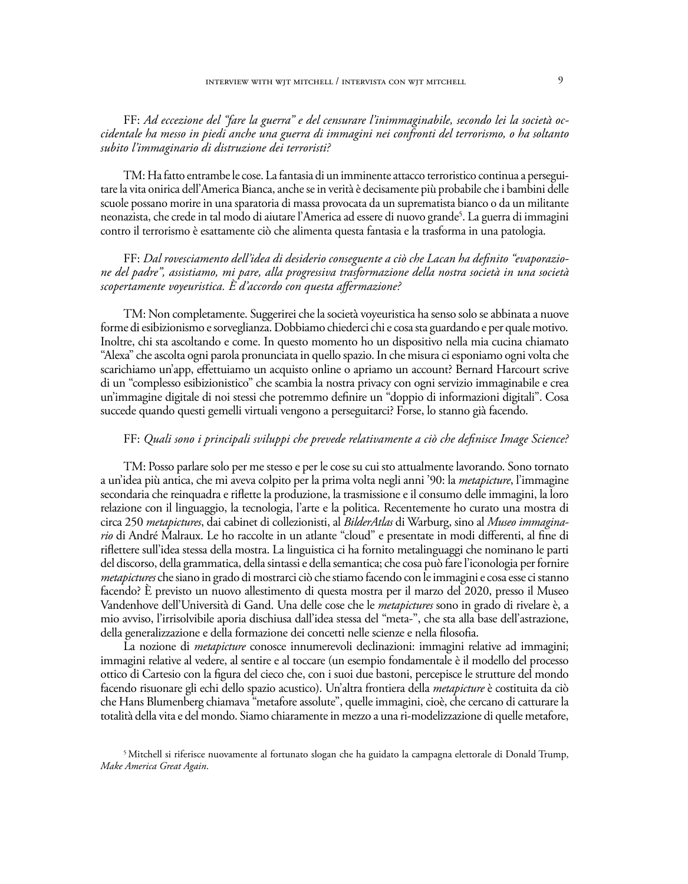FF: *Ad eccezione del "fare la guerra" e del censurare l'inimmaginabile, secondo lei la società occidentale ha messo in piedi anche una guerra di immagini nei confronti del terrorismo, o ha soltanto subito l'immaginario di distruzione dei terroristi?*

TM: Ha fatto entrambe le cose. La fantasia di un imminente attacco terroristico continua a perseguitare la vita onirica dell'America Bianca, anche se in verità è decisamente più probabile che i bambini delle scuole possano morire in una sparatoria di massa provocata da un suprematista bianco o da un militante neonazista, che crede in tal modo di aiutare l'America ad essere di nuovo grande[5]. La guerra di immagini contro il terrorismo è esattamente ciò che alimenta questa fantasia e la trasforma in una patologia.

FF: *Dal rovesciamento dell'idea di desiderio conseguente a ciò che Lacan ha definito "evaporazione del padre", assistiamo, mi pare, alla progressiva trasformazione della nostra società in una società scopertamente voyeuristica. È d'accordo con questa affermazione?*

TM: Non completamente. Suggerirei che la società voyeuristica ha senso solo se abbinata a nuove forme di esibizionismo e sorveglianza. Dobbiamo chiederci chi e cosa sta guardando e per quale motivo. Inoltre, chi sta ascoltando e come. In questo momento ho un dispositivo nella mia cucina chiamato "Alexa" che ascolta ogni parola pronunciata in quello spazio. In che misura ci esponiamo ogni volta che scarichiamo un'app, effettuiamo un acquisto online o apriamo un account? Bernard Harcourt scrive di un "complesso esibizionistico" che scambia la nostra privacy con ogni servizio immaginabile e crea un'immagine digitale di noi stessi che potremmo definire un "doppio di informazioni digitali". Cosa succede quando questi gemelli virtuali vengono a perseguitarci? Forse, lo stanno già facendo.

FF: *Quali sono i principali sviluppi che prevede relativamente a ciò che definisce Image Science?*

TM: Posso parlare solo per me stesso e per le cose su cui sto attualmente lavorando. Sono tornato a un'idea più antica, che mi aveva colpito per la prima volta negli anni '90: la *metapicture*, l'immagine secondaria che reinquadra e riflette la produzione, la trasmissione e il consumo delle immagini, la loro relazione con il linguaggio, la tecnologia, l'arte e la politica. Recentemente ho curato una mostra di circa 250 *metapictures*, dai cabinet di collezionisti, al *BilderAtlas* di Warburg, sino al *Museo immaginario* di André Malraux. Le ho raccolte in un atlante "cloud" e presentate in modi differenti, al fine di riflettere sull'idea stessa della mostra. La linguistica ci ha fornito metalinguaggi che nominano le parti del discorso, della grammatica, della sintassi e della semantica; che cosa può fare l'iconologia per fornire *metapictures* che siano in grado di mostrarci ciò che stiamo facendo con le immagini e cosa esse ci stanno facendo? È previsto un nuovo allestimento di questa mostra per il marzo del 2020, presso il Museo Vandenhove dell'Università di Gand. Una delle cose che le *metapictures* sono in grado di rivelare è, a mio avviso, l'irrisolvibile aporia dischiusa dall'idea stessa del "meta-", che sta alla base dell'astrazione, della generalizzazione e della formazione dei concetti nelle scienze e nella filosofia.

La nozione di *metapicture* conosce innumerevoli declinazioni: immagini relative ad immagini; immagini relative al vedere, al sentire e al toccare (un esempio fondamentale è il modello del processo ottico di Cartesio con la figura del cieco che, con i suoi due bastoni, percepisce le strutture del mondo facendo risuonare gli echi dello spazio acustico). Un'altra frontiera della *metapicture* è costituita da ciò che Hans Blumenberg chiamava "metafore assolute", quelle immagini, cioè, che cercano di catturare la totalità della vita e del mondo. Siamo chiaramente in mezzo a una ri-modelizzazione di quelle metafore,

[5] Mitchell si riferisce nuovamente al fortunato slogan che ha guidato la campagna elettorale di Donald Trump, *Make America Great Again*.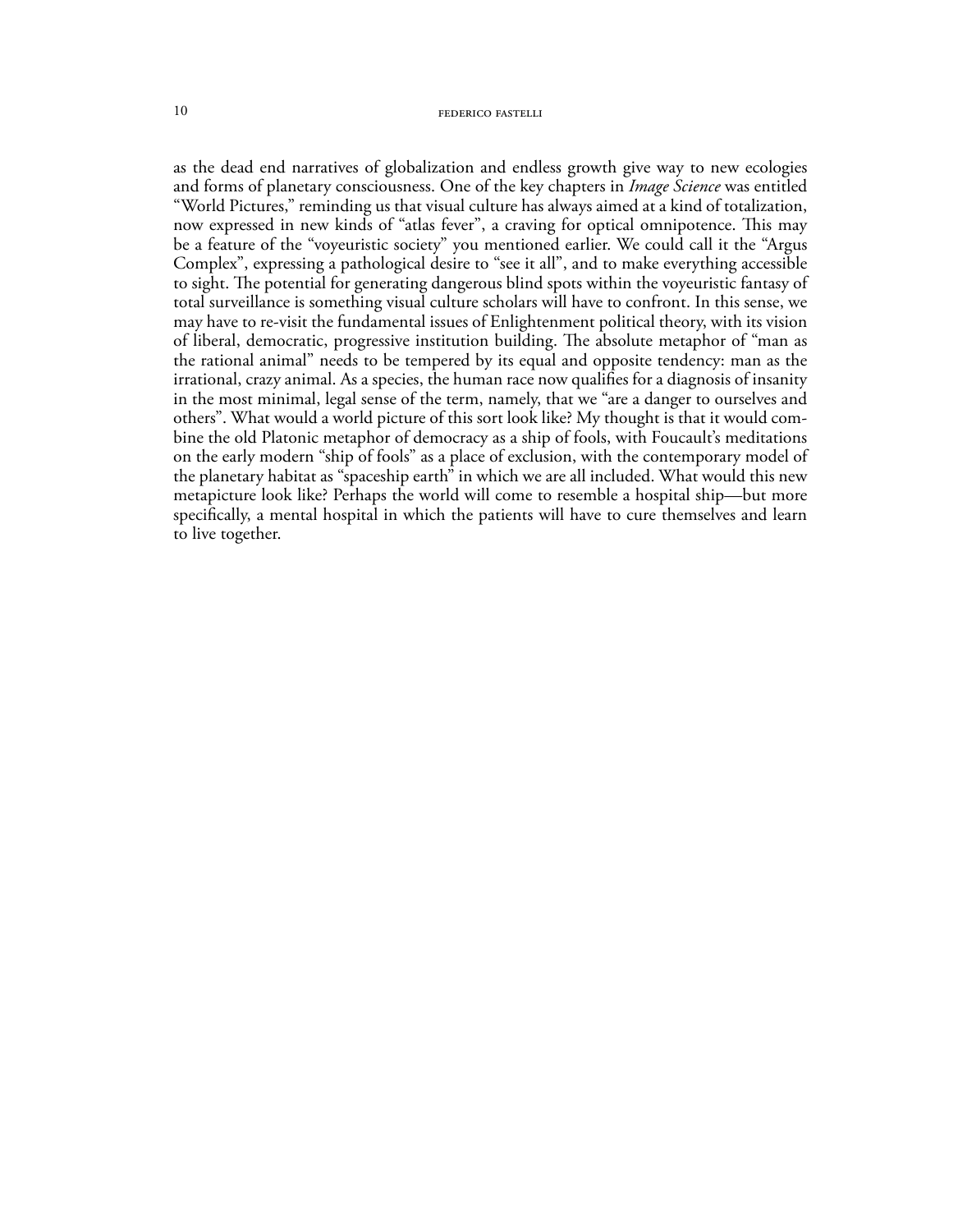as the dead end narratives of globalization and endless growth give way to new ecologies and forms of planetary consciousness. One of the key chapters in *Image Science* was entitled "World Pictures," reminding us that visual culture has always aimed at a kind of totalization, now expressed in new kinds of "atlas fever", a craving for optical omnipotence. This may be a feature of the "voyeuristic society" you mentioned earlier. We could call it the "Argus Complex", expressing a pathological desire to "see it all", and to make everything accessible to sight. The potential for generating dangerous blind spots within the voyeuristic fantasy of total surveillance is something visual culture scholars will have to confront. In this sense, we may have to re-visit the fundamental issues of Enlightenment political theory, with its vision of liberal, democratic, progressive institution building. The absolute metaphor of "man as the rational animal" needs to be tempered by its equal and opposite tendency: man as the irrational, crazy animal. As a species, the human race now qualifies for a diagnosis of insanity in the most minimal, legal sense of the term, namely, that we "are a danger to ourselves and others". What would a world picture of this sort look like? My thought is that it would combine the old Platonic metaphor of democracy as a ship of fools, with Foucault's meditations on the early modern "ship of fools" as a place of exclusion, with the contemporary model of the planetary habitat as "spaceship earth" in which we are all included. What would this new metapicture look like? Perhaps the world will come to resemble a hospital ship—but more specifically, a mental hospital in which the patients will have to cure themselves and learn to live together.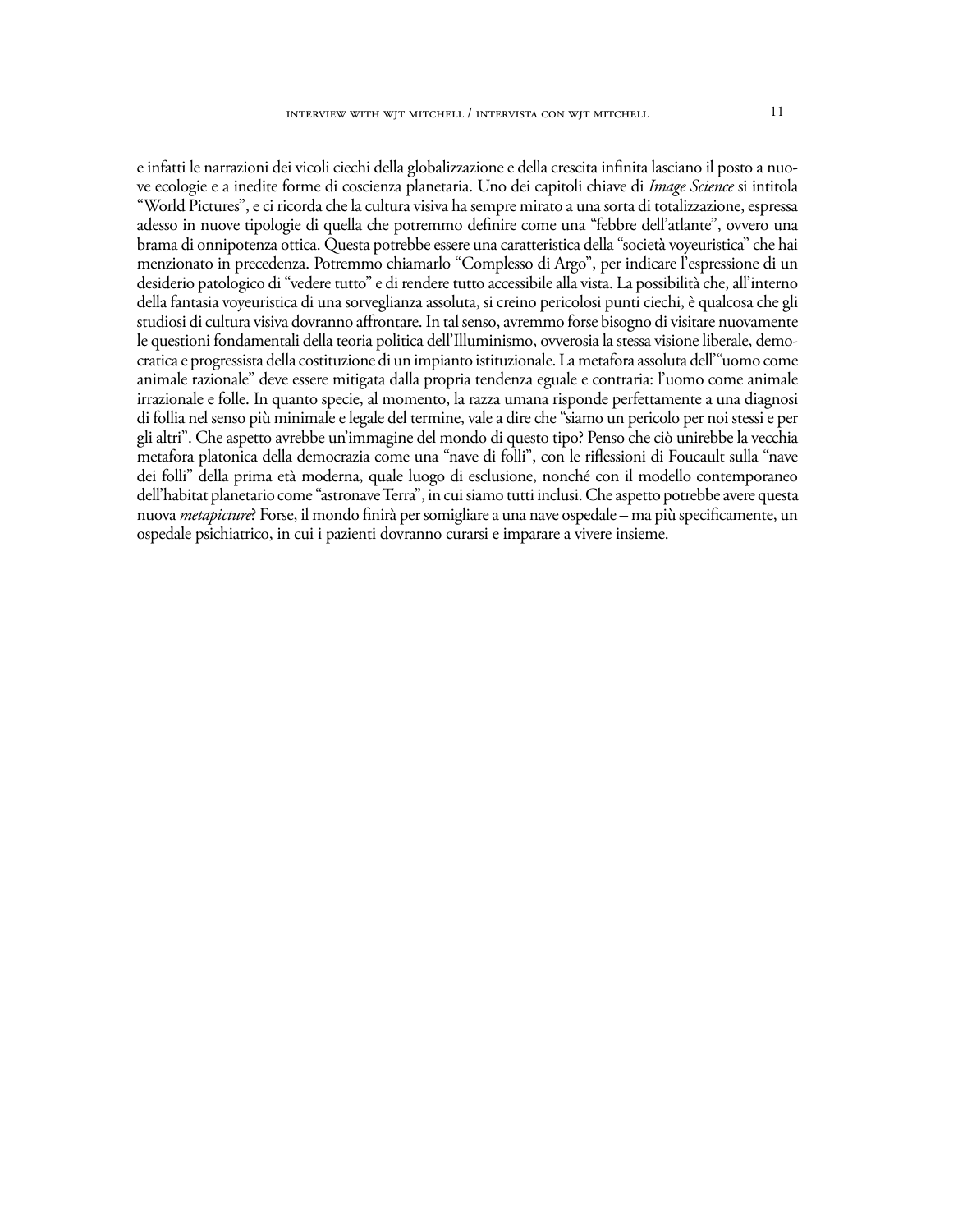e infatti le narrazioni dei vicoli ciechi della globalizzazione e della crescita infinita lasciano il posto a nuove ecologie e a inedite forme di coscienza planetaria. Uno dei capitoli chiave di *Image Science* si intitola "World Pictures", e ci ricorda che la cultura visiva ha sempre mirato a una sorta di totalizzazione, espressa adesso in nuove tipologie di quella che potremmo definire come una "febbre dell'atlante", ovvero una brama di onnipotenza ottica. Questa potrebbe essere una caratteristica della "società voyeuristica" che hai menzionato in precedenza. Potremmo chiamarlo "Complesso di Argo", per indicare l'espressione di un desiderio patologico di "vedere tutto" e di rendere tutto accessibile alla vista. La possibilità che, all'interno della fantasia voyeuristica di una sorveglianza assoluta, si creino pericolosi punti ciechi, è qualcosa che gli studiosi di cultura visiva dovranno affrontare. In tal senso, avremmo forse bisogno di visitare nuovamente le questioni fondamentali della teoria politica dell'Illuminismo, ovverosia la stessa visione liberale, democratica e progressista della costituzione di un impianto istituzionale. La metafora assoluta dell'"uomo come animale razionale" deve essere mitigata dalla propria tendenza eguale e contraria: l'uomo come animale irrazionale e folle. In quanto specie, al momento, la razza umana risponde perfettamente a una diagnosi di follia nel senso più minimale e legale del termine, vale a dire che "siamo un pericolo per noi stessi e per gli altri". Che aspetto avrebbe un'immagine del mondo di questo tipo? Penso che ciò unirebbe la vecchia metafora platonica della democrazia come una "nave di folli", con le riflessioni di Foucault sulla "nave dei folli" della prima età moderna, quale luogo di esclusione, nonché con il modello contemporaneo dell'habitat planetario come "astronave Terra", in cui siamo tutti inclusi. Che aspetto potrebbe avere questa nuova *metapicture*? Forse, il mondo finirà per somigliare a una nave ospedale – ma più specificamente, un ospedale psichiatrico, in cui i pazienti dovranno curarsi e imparare a vivere insieme.